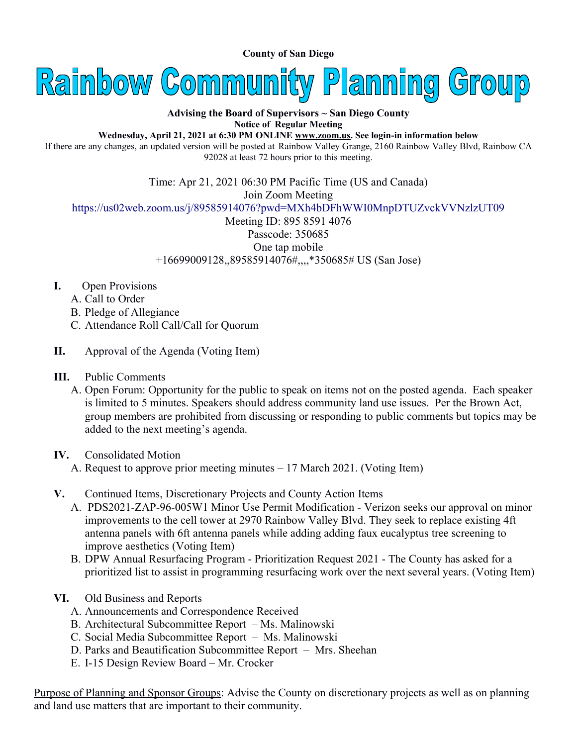**County of San Diego**

# Rainbow Community Planning Group

**Advising the Board of Supervisors ~ San Diego County**

**Notice of Regular Meeting**

**Wednesday, April 21, 2021 at 6:30 PM ONLINE www.zoom.us. See login-in information below**

If there are any changes, an updated version will be posted at Rainbow Valley Grange, 2160 Rainbow Valley Blvd, Rainbow CA 92028 at least 72 hours prior to this meeting.

Time: Apr 21, 2021 06:30 PM Pacific Time (US and Canada)
Join Zoom Meeting
https://us02web.zoom.us/j/89585914076?pwd=MXh4bDFhWWI0MnpDTUZvckVVNzlzUT09
Meeting ID: 895 8591 4076
Passcode: 350685
One tap mobile
+16699009128,,89585914076#,,,,*350685# US (San Jose)

**I.** Open Provisions
   A. Call to Order
   B. Pledge of Allegiance
   C. Attendance Roll Call/Call for Quorum

**II.** Approval of the Agenda (Voting Item)

**III.** Public Comments
   A. Open Forum: Opportunity for the public to speak on items not on the posted agenda. Each speaker is limited to 5 minutes. Speakers should address community land use issues. Per the Brown Act, group members are prohibited from discussing or responding to public comments but topics may be added to the next meeting's agenda.

**IV.** Consolidated Motion
   A. Request to approve prior meeting minutes – 17 March 2021. (Voting Item)

**V.** Continued Items, Discretionary Projects and County Action Items
   A. PDS2021-ZAP-96-005W1 Minor Use Permit Modification - Verizon seeks our approval on minor improvements to the cell tower at 2970 Rainbow Valley Blvd. They seek to replace existing 4ft antenna panels with 6ft antenna panels while adding adding faux eucalyptus tree screening to improve aesthetics (Voting Item)
   B. DPW Annual Resurfacing Program - Prioritization Request 2021 - The County has asked for a prioritized list to assist in programming resurfacing work over the next several years. (Voting Item)

**VI.** Old Business and Reports
   A. Announcements and Correspondence Received
   B. Architectural Subcommittee Report – Ms. Malinowski
   C. Social Media Subcommittee Report – Ms. Malinowski
   D. Parks and Beautification Subcommittee Report – Mrs. Sheehan
   E. I-15 Design Review Board – Mr. Crocker

<u>Purpose of Planning and Sponsor Groups</u>: Advise the County on discretionary projects as well as on planning and land use matters that are important to their community.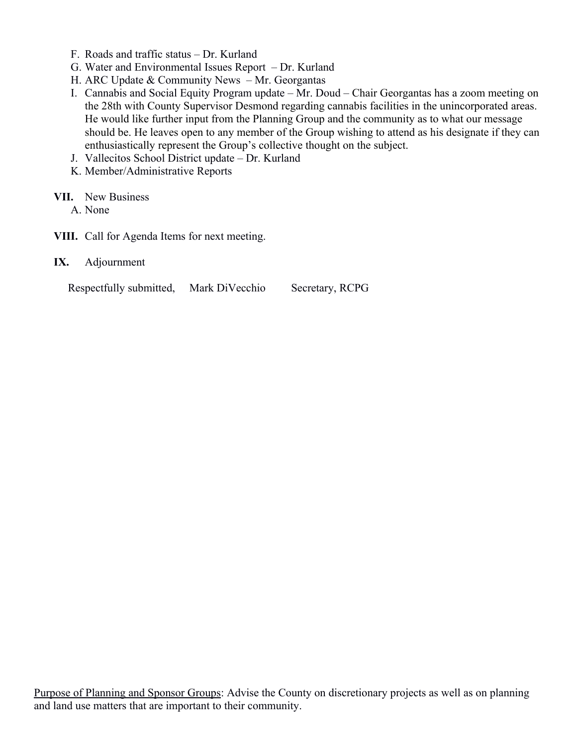F. Roads and traffic status – Dr. Kurland
G. Water and Environmental Issues Report – Dr. Kurland
H. ARC Update & Community News – Mr. Georgantas
I. Cannabis and Social Equity Program update – Mr. Doud – Chair Georgantas has a zoom meeting on the 28th with County Supervisor Desmond regarding cannabis facilities in the unincorporated areas. He would like further input from the Planning Group and the community as to what our message should be. He leaves open to any member of the Group wishing to attend as his designate if they can enthusiastically represent the Group's collective thought on the subject.
J. Vallecitos School District update – Dr. Kurland
K. Member/Administrative Reports

**VII.** New Business

A. None

**VIII.** Call for Agenda Items for next meeting.

**IX.** Adjournment

Respectfully submitted, Mark DiVecchio Secretary, RCPG

Purpose of Planning and Sponsor Groups: Advise the County on discretionary projects as well as on planning and land use matters that are important to their community.